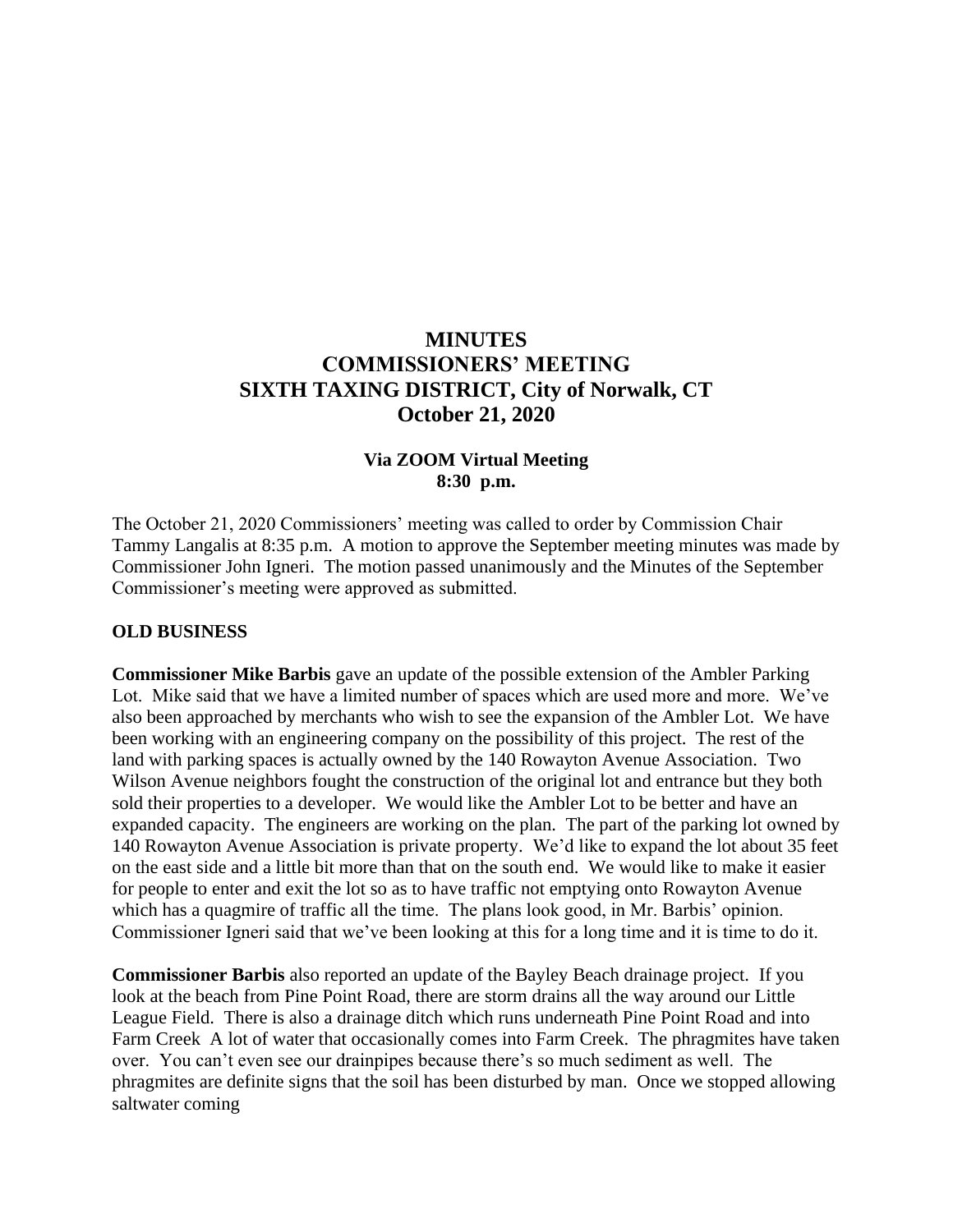# MINUTES
# COMMISSIONERS' MEETING
# SIXTH TAXING DISTRICT, City of Norwalk, CT
# October 21, 2020

### Via ZOOM Virtual Meeting
### 8:30 p.m.

The October 21, 2020 Commissioners' meeting was called to order by Commission Chair Tammy Langalis at 8:35 p.m. A motion to approve the September meeting minutes was made by Commissioner John Igneri. The motion passed unanimously and the Minutes of the September Commissioner's meeting were approved as submitted.

**OLD BUSINESS**

**Commissioner Mike Barbis** gave an update of the possible extension of the Ambler Parking Lot. Mike said that we have a limited number of spaces which are used more and more. We've also been approached by merchants who wish to see the expansion of the Ambler Lot. We have been working with an engineering company on the possibility of this project. The rest of the land with parking spaces is actually owned by the 140 Rowayton Avenue Association. Two Wilson Avenue neighbors fought the construction of the original lot and entrance but they both sold their properties to a developer. We would like the Ambler Lot to be better and have an expanded capacity. The engineers are working on the plan. The part of the parking lot owned by 140 Rowayton Avenue Association is private property. We'd like to expand the lot about 35 feet on the east side and a little bit more than that on the south end. We would like to make it easier for people to enter and exit the lot so as to have traffic not emptying onto Rowayton Avenue which has a quagmire of traffic all the time. The plans look good, in Mr. Barbis' opinion. Commissioner Igneri said that we've been looking at this for a long time and it is time to do it.

**Commissioner Barbis** also reported an update of the Bayley Beach drainage project. If you look at the beach from Pine Point Road, there are storm drains all the way around our Little League Field. There is also a drainage ditch which runs underneath Pine Point Road and into Farm Creek A lot of water that occasionally comes into Farm Creek. The phragmites have taken over. You can't even see our drainpipes because there's so much sediment as well. The phragmites are definite signs that the soil has been disturbed by man. Once we stopped allowing saltwater coming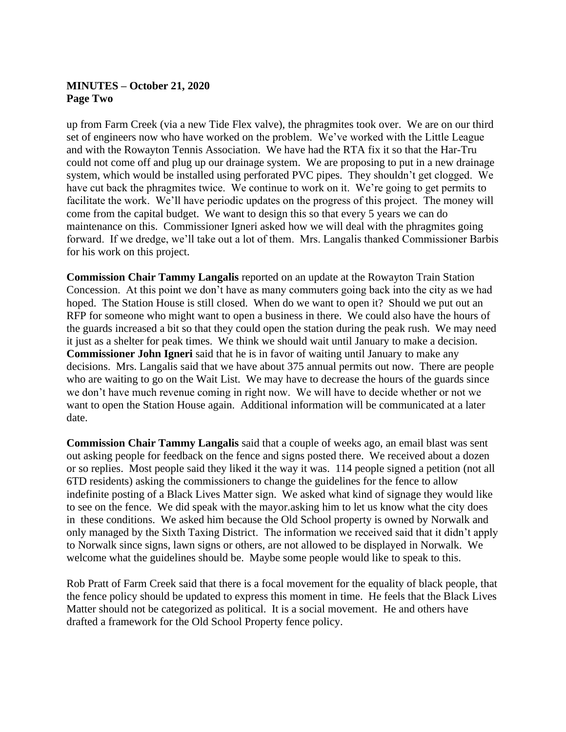**MINUTES – October 21, 2020**
**Page Two**

up from Farm Creek (via a new Tide Flex valve), the phragmites took over. We are on our third set of engineers now who have worked on the problem. We've worked with the Little League and with the Rowayton Tennis Association. We have had the RTA fix it so that the Har-Tru could not come off and plug up our drainage system. We are proposing to put in a new drainage system, which would be installed using perforated PVC pipes. They shouldn't get clogged. We have cut back the phragmites twice. We continue to work on it. We're going to get permits to facilitate the work. We'll have periodic updates on the progress of this project. The money will come from the capital budget. We want to design this so that every 5 years we can do maintenance on this. Commissioner Igneri asked how we will deal with the phragmites going forward. If we dredge, we'll take out a lot of them. Mrs. Langalis thanked Commissioner Barbis for his work on this project.

**Commission Chair Tammy Langalis** reported on an update at the Rowayton Train Station Concession. At this point we don't have as many commuters going back into the city as we had hoped. The Station House is still closed. When do we want to open it? Should we put out an RFP for someone who might want to open a business in there. We could also have the hours of the guards increased a bit so that they could open the station during the peak rush. We may need it just as a shelter for peak times. We think we should wait until January to make a decision. **Commissioner John Igneri** said that he is in favor of waiting until January to make any decisions. Mrs. Langalis said that we have about 375 annual permits out now. There are people who are waiting to go on the Wait List. We may have to decrease the hours of the guards since we don't have much revenue coming in right now. We will have to decide whether or not we want to open the Station House again. Additional information will be communicated at a later date.

**Commission Chair Tammy Langalis** said that a couple of weeks ago, an email blast was sent out asking people for feedback on the fence and signs posted there. We received about a dozen or so replies. Most people said they liked it the way it was. 114 people signed a petition (not all 6TD residents) asking the commissioners to change the guidelines for the fence to allow indefinite posting of a Black Lives Matter sign. We asked what kind of signage they would like to see on the fence. We did speak with the mayor.asking him to let us know what the city does in these conditions. We asked him because the Old School property is owned by Norwalk and only managed by the Sixth Taxing District. The information we received said that it didn't apply to Norwalk since signs, lawn signs or others, are not allowed to be displayed in Norwalk. We welcome what the guidelines should be. Maybe some people would like to speak to this.

Rob Pratt of Farm Creek said that there is a focal movement for the equality of black people, that the fence policy should be updated to express this moment in time. He feels that the Black Lives Matter should not be categorized as political. It is a social movement. He and others have drafted a framework for the Old School Property fence policy.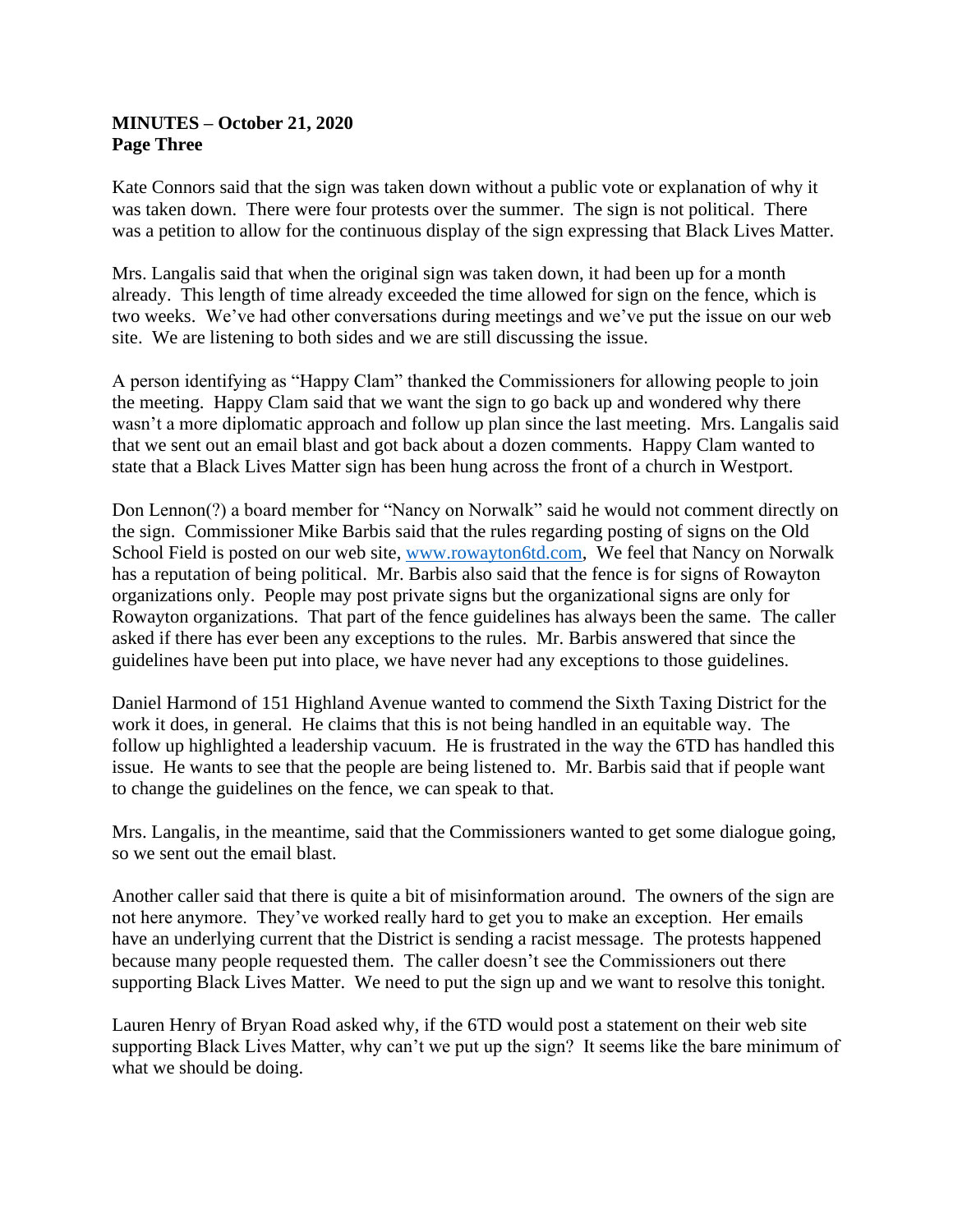**MINUTES – October 21, 2020**
**Page Three**

Kate Connors said that the sign was taken down without a public vote or explanation of why it was taken down. There were four protests over the summer. The sign is not political. There was a petition to allow for the continuous display of the sign expressing that Black Lives Matter.

Mrs. Langalis said that when the original sign was taken down, it had been up for a month already. This length of time already exceeded the time allowed for sign on the fence, which is two weeks. We've had other conversations during meetings and we've put the issue on our web site. We are listening to both sides and we are still discussing the issue.

A person identifying as "Happy Clam" thanked the Commissioners for allowing people to join the meeting. Happy Clam said that we want the sign to go back up and wondered why there wasn't a more diplomatic approach and follow up plan since the last meeting. Mrs. Langalis said that we sent out an email blast and got back about a dozen comments. Happy Clam wanted to state that a Black Lives Matter sign has been hung across the front of a church in Westport.

Don Lennon(?) a board member for "Nancy on Norwalk" said he would not comment directly on the sign. Commissioner Mike Barbis said that the rules regarding posting of signs on the Old School Field is posted on our web site, [www.rowayton6td.com](http://www.rowayton6td.com), We feel that Nancy on Norwalk has a reputation of being political. Mr. Barbis also said that the fence is for signs of Rowayton organizations only. People may post private signs but the organizational signs are only for Rowayton organizations. That part of the fence guidelines has always been the same. The caller asked if there has ever been any exceptions to the rules. Mr. Barbis answered that since the guidelines have been put into place, we have never had any exceptions to those guidelines.

Daniel Harmond of 151 Highland Avenue wanted to commend the Sixth Taxing District for the work it does, in general. He claims that this is not being handled in an equitable way. The follow up highlighted a leadership vacuum. He is frustrated in the way the 6TD has handled this issue. He wants to see that the people are being listened to. Mr. Barbis said that if people want to change the guidelines on the fence, we can speak to that.

Mrs. Langalis, in the meantime, said that the Commissioners wanted to get some dialogue going, so we sent out the email blast.

Another caller said that there is quite a bit of misinformation around. The owners of the sign are not here anymore. They've worked really hard to get you to make an exception. Her emails have an underlying current that the District is sending a racist message. The protests happened because many people requested them. The caller doesn't see the Commissioners out there supporting Black Lives Matter. We need to put the sign up and we want to resolve this tonight.

Lauren Henry of Bryan Road asked why, if the 6TD would post a statement on their web site supporting Black Lives Matter, why can't we put up the sign? It seems like the bare minimum of what we should be doing.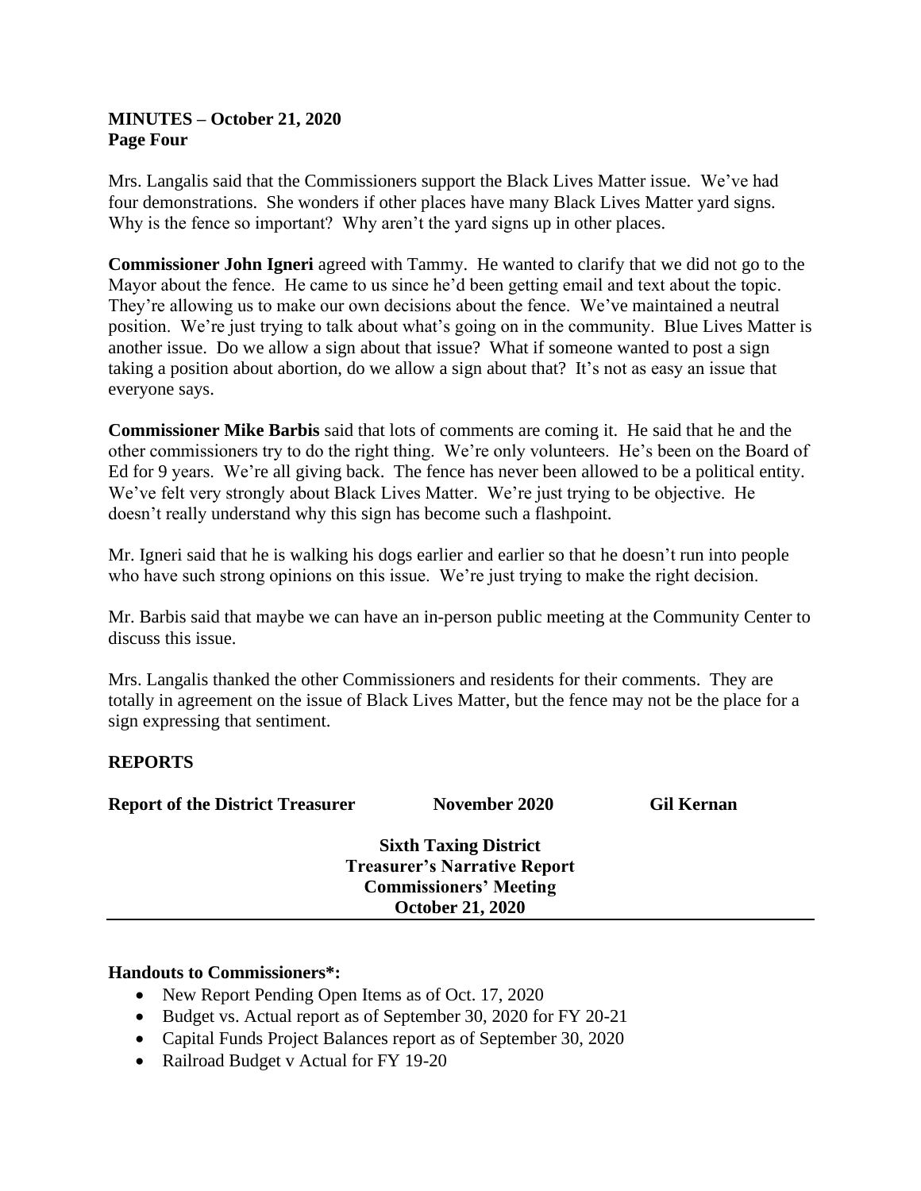**MINUTES – October 21, 2020**
**Page Four**

Mrs. Langalis said that the Commissioners support the Black Lives Matter issue. We've had four demonstrations. She wonders if other places have many Black Lives Matter yard signs. Why is the fence so important? Why aren't the yard signs up in other places.

**Commissioner John Igneri** agreed with Tammy. He wanted to clarify that we did not go to the Mayor about the fence. He came to us since he'd been getting email and text about the topic. They're allowing us to make our own decisions about the fence. We've maintained a neutral position. We're just trying to talk about what's going on in the community. Blue Lives Matter is another issue. Do we allow a sign about that issue? What if someone wanted to post a sign taking a position about abortion, do we allow a sign about that? It's not as easy an issue that everyone says.

**Commissioner Mike Barbis** said that lots of comments are coming it. He said that he and the other commissioners try to do the right thing. We're only volunteers. He's been on the Board of Ed for 9 years. We're all giving back. The fence has never been allowed to be a political entity. We've felt very strongly about Black Lives Matter. We're just trying to be objective. He doesn't really understand why this sign has become such a flashpoint.

Mr. Igneri said that he is walking his dogs earlier and earlier so that he doesn't run into people who have such strong opinions on this issue. We're just trying to make the right decision.

Mr. Barbis said that maybe we can have an in-person public meeting at the Community Center to discuss this issue.

Mrs. Langalis thanked the other Commissioners and residents for their comments. They are totally in agreement on the issue of Black Lives Matter, but the fence may not be the place for a sign expressing that sentiment.

## REPORTS

**Report of the District Treasurer November 2020 Gil Kernan**

**Sixth Taxing District**
**Treasurer's Narrative Report**
**Commissioners' Meeting**
**October 21, 2020**

---

**Handouts to Commissioners*:**

- New Report Pending Open Items as of Oct. 17, 2020
- Budget vs. Actual report as of September 30, 2020 for FY 20-21
- Capital Funds Project Balances report as of September 30, 2020
- Railroad Budget v Actual for FY 19-20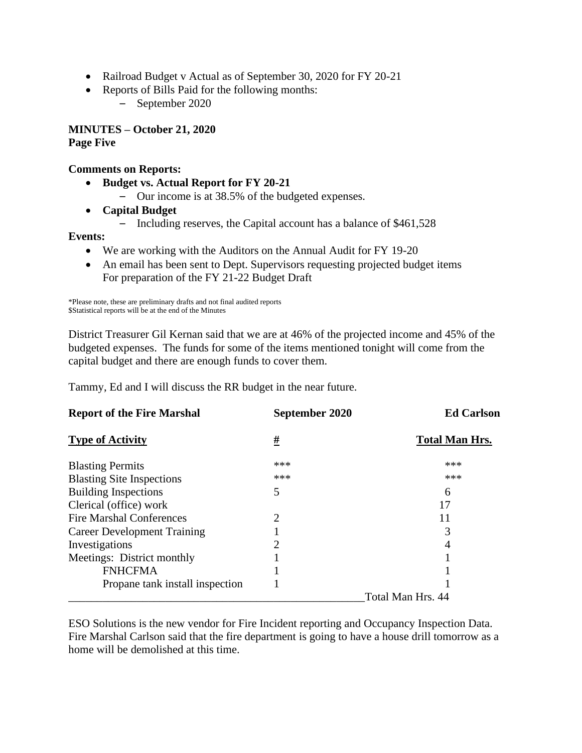- Railroad Budget v Actual as of September 30, 2020 for FY 20-21
- Reports of Bills Paid for the following months:
  - September 2020

**MINUTES – October 21, 2020**
**Page Five**

**Comments on Reports:**

- **Budget vs. Actual Report for FY 20-21**
  - Our income is at 38.5% of the budgeted expenses.
- **Capital Budget**
  - Including reserves, the Capital account has a balance of $461,528

**Events:**

- We are working with the Auditors on the Annual Audit for FY 19-20
- An email has been sent to Dept. Supervisors requesting projected budget items For preparation of the FY 21-22 Budget Draft

*Please note, these are preliminary drafts and not final audited reports
$Statistical reports will be at the end of the Minutes

District Treasurer Gil Kernan said that we are at 46% of the projected income and 45% of the budgeted expenses. The funds for some of the items mentioned tonight will come from the capital budget and there are enough funds to cover them.

Tammy, Ed and I will discuss the RR budget in the near future.

| **Report of the Fire Marshal** | **September 2020** | **Ed Carlson** |
|---|---|---|
| **Type of Activity** | **#** | **Total Man Hrs.** |
| Blasting Permits | *** | *** |
| Blasting Site Inspections | *** | *** |
| Building Inspections | 5 | 6 |
| Clerical (office) work | | 17 |
| Fire Marshal Conferences | 2 | 11 |
| Career Development Training | 1 | 3 |
| Investigations | 2 | 4 |
| Meetings: District monthly | 1 | 1 |
| FNHCFMA | 1 | 1 |
| Propane tank install inspection | 1 | 1 |
| | | Total Man Hrs. 44 |

ESO Solutions is the new vendor for Fire Incident reporting and Occupancy Inspection Data. Fire Marshal Carlson said that the fire department is going to have a house drill tomorrow as a home will be demolished at this time.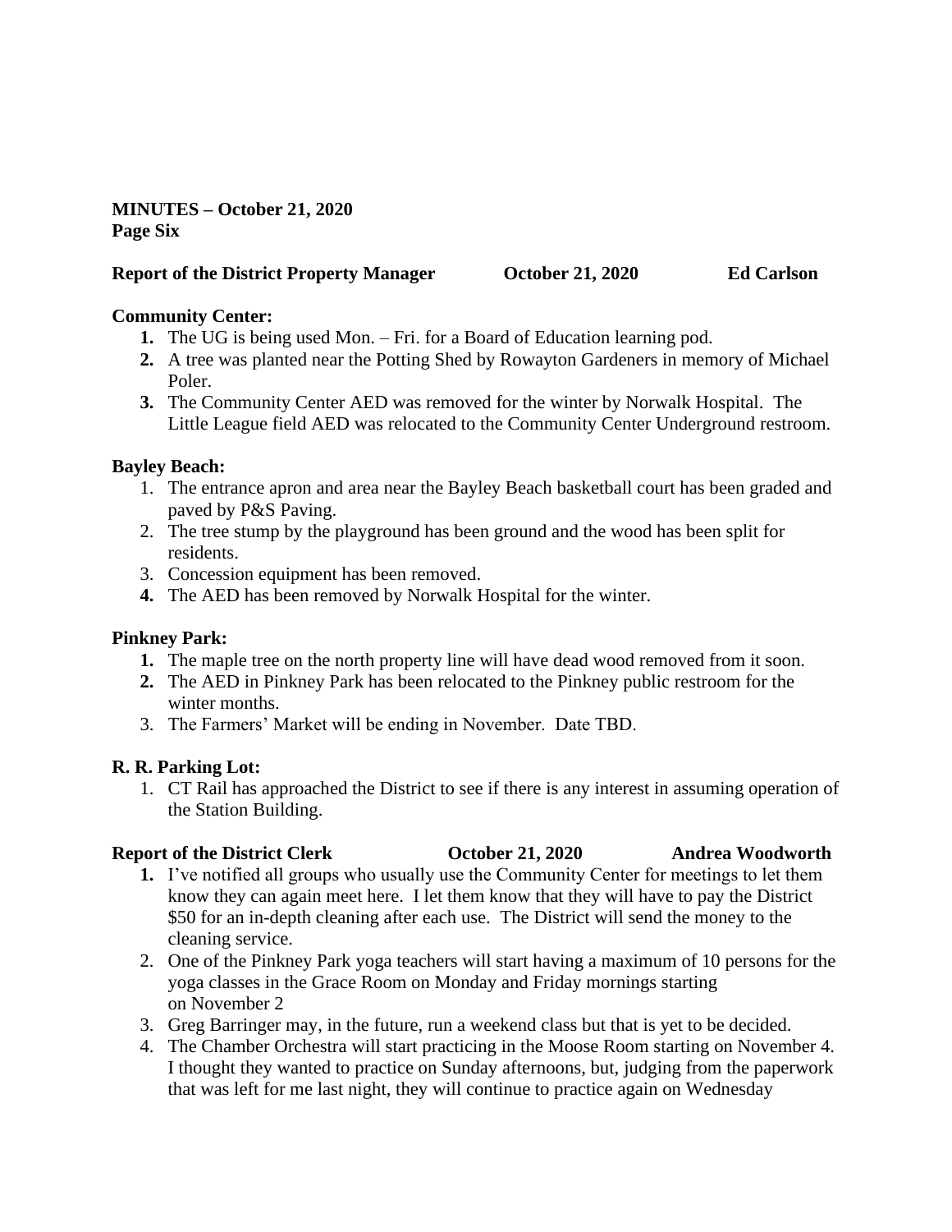**MINUTES – October 21, 2020**
**Page Six**

**Report of the District Property Manager October 21, 2020 Ed Carlson**

**Community Center:**

1. The UG is being used Mon. – Fri. for a Board of Education learning pod.
2. A tree was planted near the Potting Shed by Rowayton Gardeners in memory of Michael Poler.
3. The Community Center AED was removed for the winter by Norwalk Hospital. The Little League field AED was relocated to the Community Center Underground restroom.

**Bayley Beach:**

1. The entrance apron and area near the Bayley Beach basketball court has been graded and paved by P&S Paving.
2. The tree stump by the playground has been ground and the wood has been split for residents.
3. Concession equipment has been removed.
4. The AED has been removed by Norwalk Hospital for the winter.

**Pinkney Park:**

1. The maple tree on the north property line will have dead wood removed from it soon.
2. The AED in Pinkney Park has been relocated to the Pinkney public restroom for the winter months.
3. The Farmers' Market will be ending in November. Date TBD.

**R. R. Parking Lot:**

1. CT Rail has approached the District to see if there is any interest in assuming operation of the Station Building.

**Report of the District Clerk October 21, 2020 Andrea Woodworth**

1. I've notified all groups who usually use the Community Center for meetings to let them know they can again meet here. I let them know that they will have to pay the District $50 for an in-depth cleaning after each use. The District will send the money to the cleaning service.
2. One of the Pinkney Park yoga teachers will start having a maximum of 10 persons for the yoga classes in the Grace Room on Monday and Friday mornings starting on November 2
3. Greg Barringer may, in the future, run a weekend class but that is yet to be decided.
4. The Chamber Orchestra will start practicing in the Moose Room starting on November 4. I thought they wanted to practice on Sunday afternoons, but, judging from the paperwork that was left for me last night, they will continue to practice again on Wednesday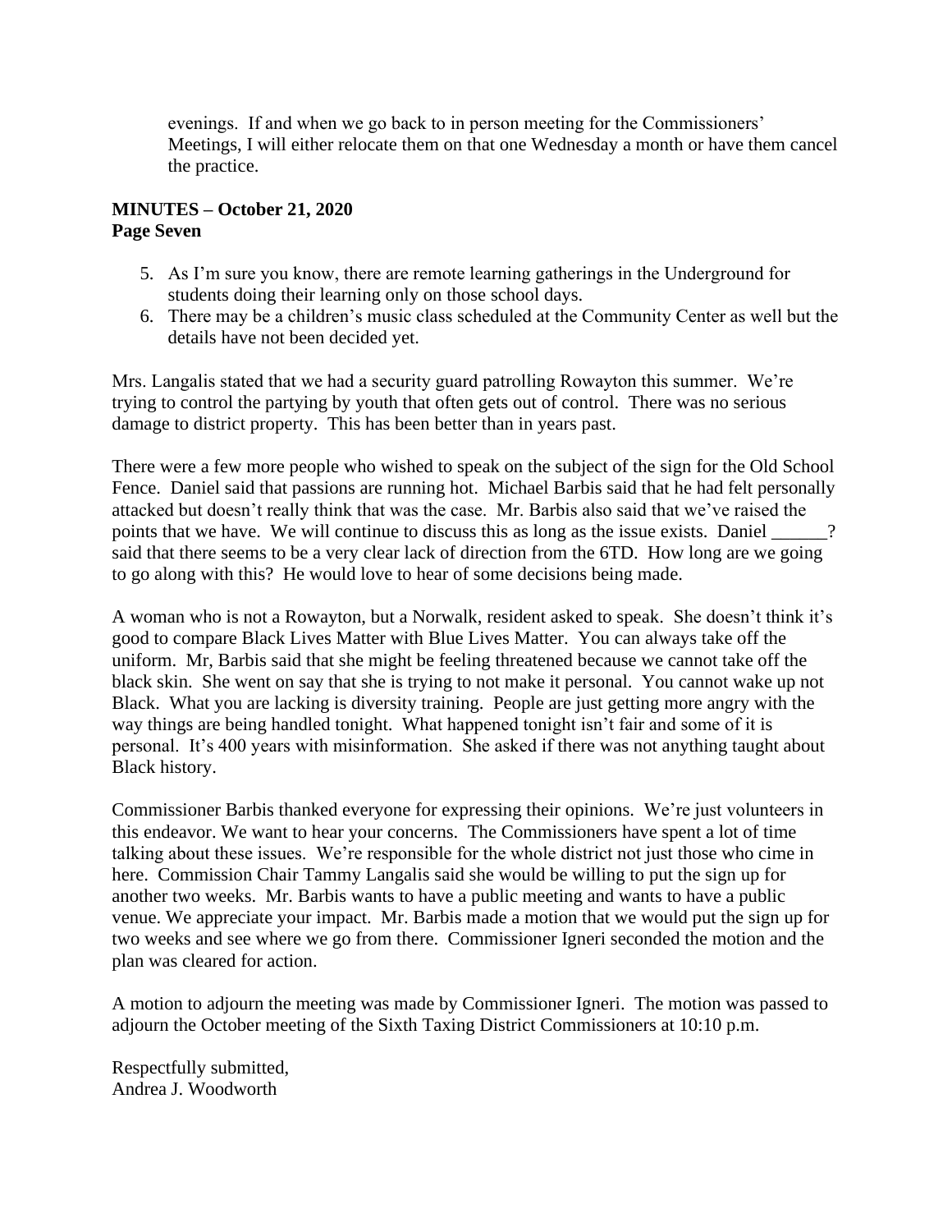evenings. If and when we go back to in person meeting for the Commissioners' Meetings, I will either relocate them on that one Wednesday a month or have them cancel the practice.

**MINUTES – October 21, 2020**
**Page Seven**

5. As I'm sure you know, there are remote learning gatherings in the Underground for students doing their learning only on those school days.
6. There may be a children's music class scheduled at the Community Center as well but the details have not been decided yet.

Mrs. Langalis stated that we had a security guard patrolling Rowayton this summer. We're trying to control the partying by youth that often gets out of control. There was no serious damage to district property. This has been better than in years past.

There were a few more people who wished to speak on the subject of the sign for the Old School Fence. Daniel said that passions are running hot. Michael Barbis said that he had felt personally attacked but doesn't really think that was the case. Mr. Barbis also said that we've raised the points that we have. We will continue to discuss this as long as the issue exists. Daniel ______? said that there seems to be a very clear lack of direction from the 6TD. How long are we going to go along with this? He would love to hear of some decisions being made.

A woman who is not a Rowayton, but a Norwalk, resident asked to speak. She doesn't think it's good to compare Black Lives Matter with Blue Lives Matter. You can always take off the uniform. Mr, Barbis said that she might be feeling threatened because we cannot take off the black skin. She went on say that she is trying to not make it personal. You cannot wake up not Black. What you are lacking is diversity training. People are just getting more angry with the way things are being handled tonight. What happened tonight isn't fair and some of it is personal. It's 400 years with misinformation. She asked if there was not anything taught about Black history.

Commissioner Barbis thanked everyone for expressing their opinions. We're just volunteers in this endeavor. We want to hear your concerns. The Commissioners have spent a lot of time talking about these issues. We're responsible for the whole district not just those who cime in here. Commission Chair Tammy Langalis said she would be willing to put the sign up for another two weeks. Mr. Barbis wants to have a public meeting and wants to have a public venue. We appreciate your impact. Mr. Barbis made a motion that we would put the sign up for two weeks and see where we go from there. Commissioner Igneri seconded the motion and the plan was cleared for action.

A motion to adjourn the meeting was made by Commissioner Igneri. The motion was passed to adjourn the October meeting of the Sixth Taxing District Commissioners at 10:10 p.m.

Respectfully submitted,
Andrea J. Woodworth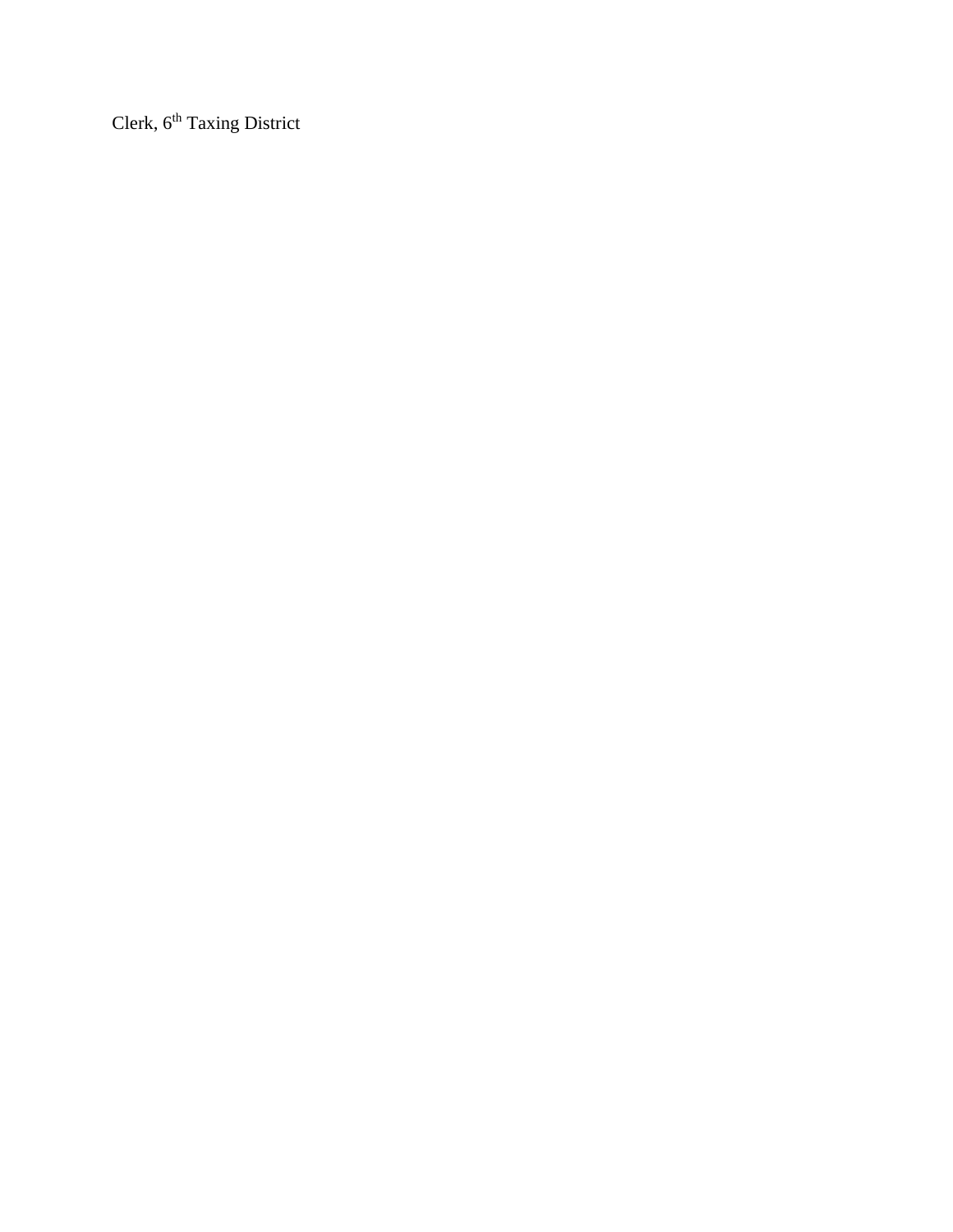Clerk, 6th Taxing District